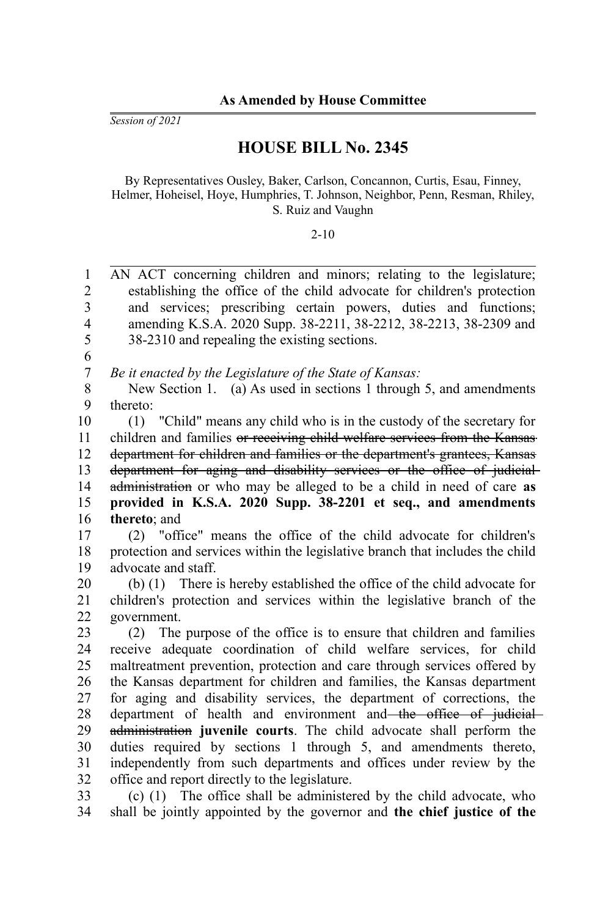**As Amended by House Committee**

*Session of 2021*

# HOUSE BILL No. 2345

By Representatives Ousley, Baker, Carlson, Concannon, Curtis, Esau, Finney, Helmer, Hoheisel, Hoye, Humphries, T. Johnson, Neighbor, Penn, Resman, Rhiley, S. Ruiz and Vaughn

2-10

AN ACT concerning children and minors; relating to the legislature; establishing the office of the child advocate for children's protection and services; prescribing certain powers, duties and functions; amending K.S.A. 2020 Supp. 38-2211, 38-2212, 38-2213, 38-2309 and 38-2310 and repealing the existing sections.

*Be it enacted by the Legislature of the State of Kansas:*

New Section 1. (a) As used in sections 1 through 5, and amendments thereto:

(1) "Child" means any child who is in the custody of the secretary for children and families ~~or receiving child welfare services from the Kansas department for children and families or the department's grantees, Kansas department for aging and disability services or the office of judicial administration~~ or who may be alleged to be a child in need of care **as provided in K.S.A. 2020 Supp. 38-2201 et seq., and amendments thereto**; and

(2) "office" means the office of the child advocate for children's protection and services within the legislative branch that includes the child advocate and staff.

(b) (1) There is hereby established the office of the child advocate for children's protection and services within the legislative branch of the government.

(2) The purpose of the office is to ensure that children and families receive adequate coordination of child welfare services, for child maltreatment prevention, protection and care through services offered by the Kansas department for children and families, the Kansas department for aging and disability services, the department of corrections, the department of health and environment and ~~the office of judicial administration~~ **juvenile courts**. The child advocate shall perform the duties required by sections 1 through 5, and amendments thereto, independently from such departments and offices under review by the office and report directly to the legislature.

(c) (1) The office shall be administered by the child advocate, who shall be jointly appointed by the governor and **the chief justice of the**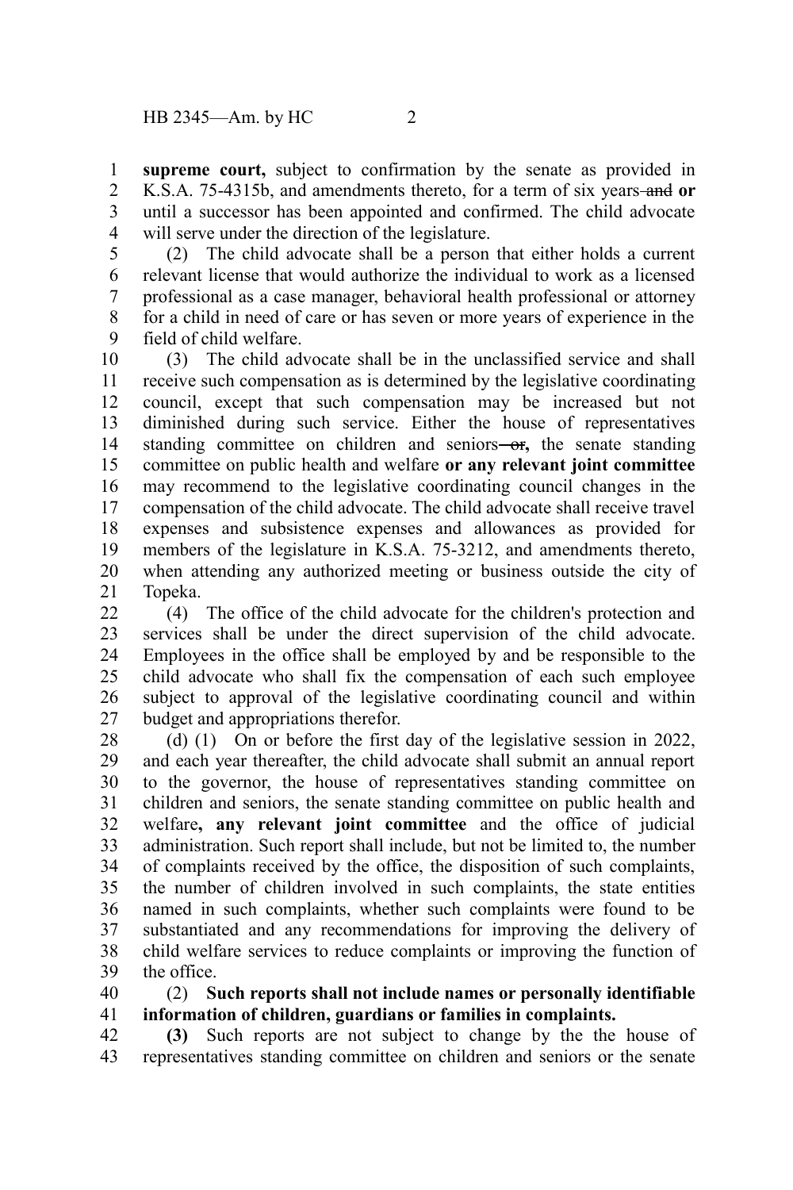**supreme court,** subject to confirmation by the senate as provided in K.S.A. 75-4315b, and amendments thereto, for a term of six years ~~and~~ **or** until a successor has been appointed and confirmed. The child advocate will serve under the direction of the legislature.

(2) The child advocate shall be a person that either holds a current relevant license that would authorize the individual to work as a licensed professional as a case manager, behavioral health professional or attorney for a child in need of care or has seven or more years of experience in the field of child welfare.

(3) The child advocate shall be in the unclassified service and shall receive such compensation as is determined by the legislative coordinating council, except that such compensation may be increased but not diminished during such service. Either the house of representatives standing committee on children and seniors ~~or~~**,** the senate standing committee on public health and welfare **or any relevant joint committee** may recommend to the legislative coordinating council changes in the compensation of the child advocate. The child advocate shall receive travel expenses and subsistence expenses and allowances as provided for members of the legislature in K.S.A. 75-3212, and amendments thereto, when attending any authorized meeting or business outside the city of Topeka.

(4) The office of the child advocate for the children's protection and services shall be under the direct supervision of the child advocate. Employees in the office shall be employed by and be responsible to the child advocate who shall fix the compensation of each such employee subject to approval of the legislative coordinating council and within budget and appropriations therefor.

(d) (1) On or before the first day of the legislative session in 2022, and each year thereafter, the child advocate shall submit an annual report to the governor, the house of representatives standing committee on children and seniors, the senate standing committee on public health and welfare**, any relevant joint committee** and the office of judicial administration. Such report shall include, but not be limited to, the number of complaints received by the office, the disposition of such complaints, the number of children involved in such complaints, the state entities named in such complaints, whether such complaints were found to be substantiated and any recommendations for improving the delivery of child welfare services to reduce complaints or improving the function of the office.

(2) **Such reports shall not include names or personally identifiable information of children, guardians or families in complaints.**

**(3)** Such reports are not subject to change by the the house of representatives standing committee on children and seniors or the senate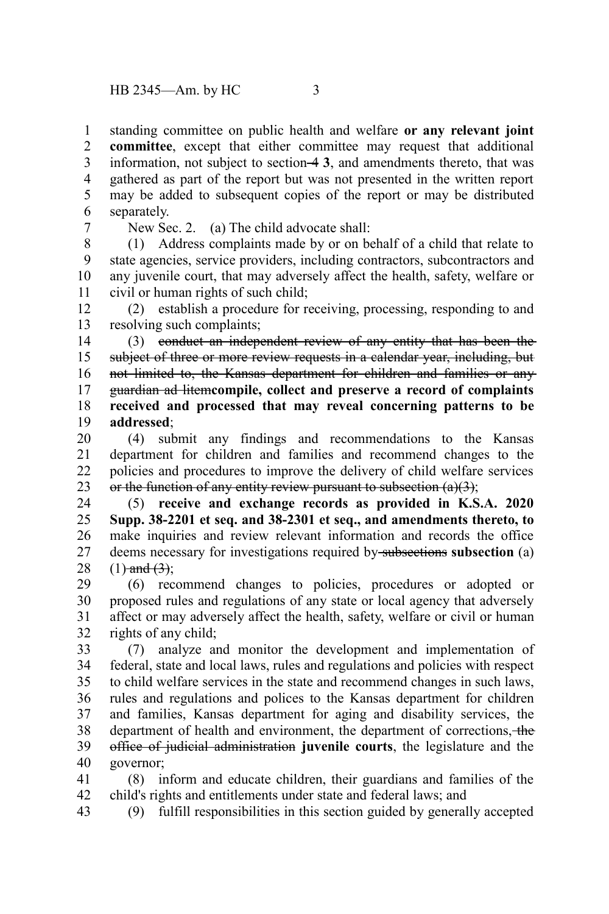standing committee on public health and welfare **or any relevant joint committee**, except that either committee may request that additional information, not subject to section ~~4~~ **3**, and amendments thereto, that was gathered as part of the report but was not presented in the written report may be added to subsequent copies of the report or may be distributed separately.

New Sec. 2. (a) The child advocate shall:

(1) Address complaints made by or on behalf of a child that relate to state agencies, service providers, including contractors, subcontractors and any juvenile court, that may adversely affect the health, safety, welfare or civil or human rights of such child;

(2) establish a procedure for receiving, processing, responding to and resolving such complaints;

(3) ~~conduct an independent review of any entity that has been the subject of three or more review requests in a calendar year, including, but not limited to, the Kansas department for children and families or any guardian ad litem~~**compile, collect and preserve a record of complaints received and processed that may reveal concerning patterns to be addressed**;

(4) submit any findings and recommendations to the Kansas department for children and families and recommend changes to the policies and procedures to improve the delivery of child welfare services ~~or the function of any entity review pursuant to subsection (a)(3)~~;

(5) **receive and exchange records as provided in K.S.A. 2020 Supp. 38-2201 et seq. and 38-2301 et seq., and amendments thereto, to** make inquiries and review relevant information and records the office deems necessary for investigations required by ~~subsections~~ **subsection** (a)(1) ~~and (3)~~;

(6) recommend changes to policies, procedures or adopted or proposed rules and regulations of any state or local agency that adversely affect or may adversely affect the health, safety, welfare or civil or human rights of any child;

(7) analyze and monitor the development and implementation of federal, state and local laws, rules and regulations and policies with respect to child welfare services in the state and recommend changes in such laws, rules and regulations and polices to the Kansas department for children and families, Kansas department for aging and disability services, the department of health and environment, the department of corrections, ~~the office of judicial administration~~ **juvenile courts**, the legislature and the governor;

(8) inform and educate children, their guardians and families of the child's rights and entitlements under state and federal laws; and

(9) fulfill responsibilities in this section guided by generally accepted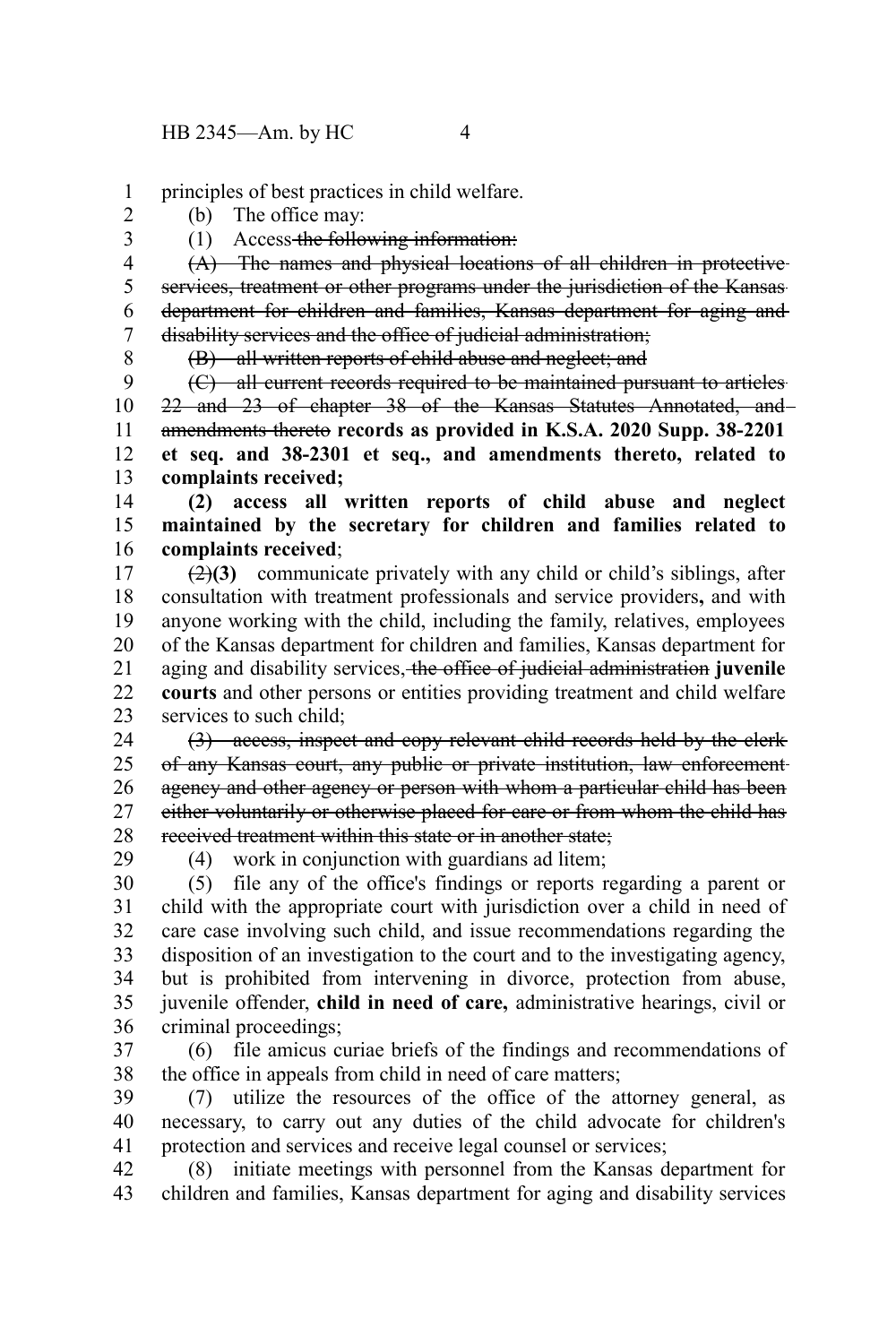principles of best practices in child welfare.

(b) The office may:

(1) Access ~~the following information:~~

~~(A) The names and physical locations of all children in protective services, treatment or other programs under the jurisdiction of the Kansas department for children and families, Kansas department for aging and disability services and the office of judicial administration;~~

~~(B) all written reports of child abuse and neglect; and~~

~~(C) all current records required to be maintained pursuant to articles 22 and 23 of chapter 38 of the Kansas Statutes Annotated, and amendments thereto~~ **records as provided in K.S.A. 2020 Supp. 38-2201 et seq. and 38-2301 et seq., and amendments thereto, related to complaints received;**

**(2) access all written reports of child abuse and neglect maintained by the secretary for children and families related to complaints received**;

~~(2)~~**(3)** communicate privately with any child or child's siblings, after consultation with treatment professionals and service providers**,** and with anyone working with the child, including the family, relatives, employees of the Kansas department for children and families, Kansas department for aging and disability services~~, the office of judicial administration~~ **juvenile courts** and other persons or entities providing treatment and child welfare services to such child;

~~(3) access, inspect and copy relevant child records held by the clerk of any Kansas court, any public or private institution, law enforcement agency and other agency or person with whom a particular child has been either voluntarily or otherwise placed for care or from whom the child has received treatment within this state or in another state;~~

(4) work in conjunction with guardians ad litem;

(5) file any of the office's findings or reports regarding a parent or child with the appropriate court with jurisdiction over a child in need of care case involving such child, and issue recommendations regarding the disposition of an investigation to the court and to the investigating agency, but is prohibited from intervening in divorce, protection from abuse, juvenile offender, **child in need of care,** administrative hearings, civil or criminal proceedings;

(6) file amicus curiae briefs of the findings and recommendations of the office in appeals from child in need of care matters;

(7) utilize the resources of the office of the attorney general, as necessary, to carry out any duties of the child advocate for children's protection and services and receive legal counsel or services;

(8) initiate meetings with personnel from the Kansas department for children and families, Kansas department for aging and disability services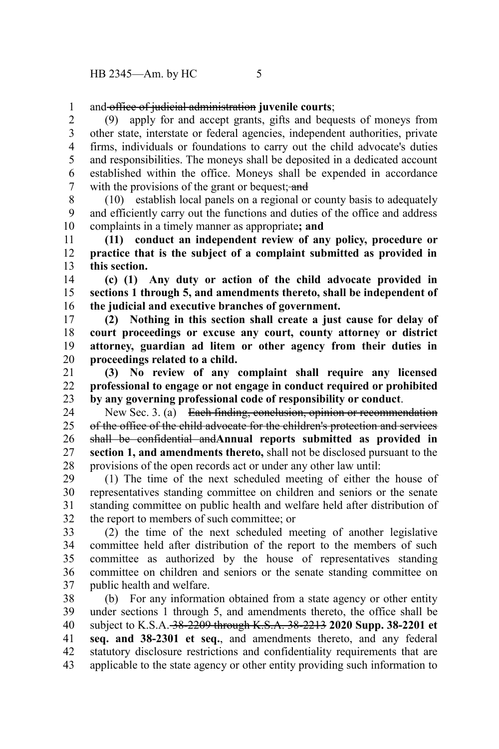and ~~office of judicial administration~~ **juvenile courts**;

(9) apply for and accept grants, gifts and bequests of moneys from other state, interstate or federal agencies, independent authorities, private firms, individuals or foundations to carry out the child advocate's duties and responsibilities. The moneys shall be deposited in a dedicated account established within the office. Moneys shall be expended in accordance with the provisions of the grant or bequest~~; and~~

(10) establish local panels on a regional or county basis to adequately and efficiently carry out the functions and duties of the office and address complaints in a timely manner as appropriate**; and**

**(11) conduct an independent review of any policy, procedure or practice that is the subject of a complaint submitted as provided in this section.**

**(c) (1) Any duty or action of the child advocate provided in sections 1 through 5, and amendments thereto, shall be independent of the judicial and executive branches of government.**

**(2) Nothing in this section shall create a just cause for delay of court proceedings or excuse any court, county attorney or district attorney, guardian ad litem or other agency from their duties in proceedings related to a child.**

**(3) No review of any complaint shall require any licensed professional to engage or not engage in conduct required or prohibited by any governing professional code of responsibility or conduct**.

New Sec. 3. (a) ~~Each finding, conclusion, opinion or recommendation of the office of the child advocate for the children's protection and services shall be confidential and~~**Annual reports submitted as provided in section 1, and amendments thereto,** shall not be disclosed pursuant to the provisions of the open records act or under any other law until:

(1) The time of the next scheduled meeting of either the house of representatives standing committee on children and seniors or the senate standing committee on public health and welfare held after distribution of the report to members of such committee; or

(2) the time of the next scheduled meeting of another legislative committee held after distribution of the report to the members of such committee as authorized by the house of representatives standing committee on children and seniors or the senate standing committee on public health and welfare.

(b) For any information obtained from a state agency or other entity under sections 1 through 5, and amendments thereto, the office shall be subject to K.S.A. ~~38-2209 through K.S.A. 38-2213~~ **2020 Supp. 38-2201 et seq. and 38-2301 et seq.**, and amendments thereto, and any federal statutory disclosure restrictions and confidentiality requirements that are applicable to the state agency or other entity providing such information to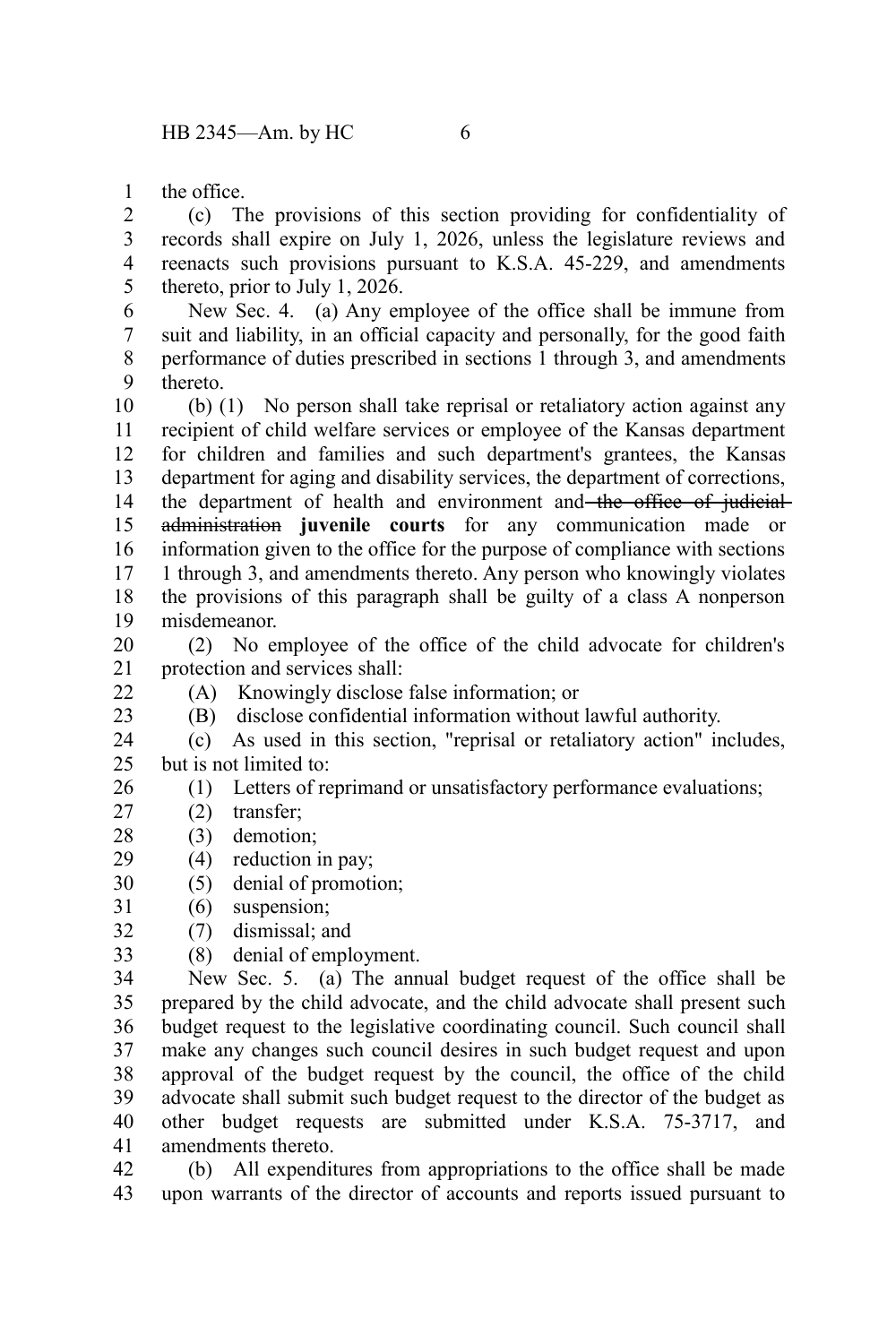the office.

(c) The provisions of this section providing for confidentiality of records shall expire on July 1, 2026, unless the legislature reviews and reenacts such provisions pursuant to K.S.A. 45-229, and amendments thereto, prior to July 1, 2026.

New Sec. 4. (a) Any employee of the office shall be immune from suit and liability, in an official capacity and personally, for the good faith performance of duties prescribed in sections 1 through 3, and amendments thereto.

(b) (1) No person shall take reprisal or retaliatory action against any recipient of child welfare services or employee of the Kansas department for children and families and such department's grantees, the Kansas department for aging and disability services, the department of corrections, the department of health and environment and ~~the office of judicial administration~~ **juvenile courts** for any communication made or information given to the office for the purpose of compliance with sections 1 through 3, and amendments thereto. Any person who knowingly violates the provisions of this paragraph shall be guilty of a class A nonperson misdemeanor.

(2) No employee of the office of the child advocate for children's protection and services shall:

(A) Knowingly disclose false information; or

(B) disclose confidential information without lawful authority.

(c) As used in this section, "reprisal or retaliatory action" includes, but is not limited to:

(1) Letters of reprimand or unsatisfactory performance evaluations;

(2) transfer;

(3) demotion;

(4) reduction in pay;

(5) denial of promotion;

(6) suspension;

(7) dismissal; and

(8) denial of employment.

New Sec. 5. (a) The annual budget request of the office shall be prepared by the child advocate, and the child advocate shall present such budget request to the legislative coordinating council. Such council shall make any changes such council desires in such budget request and upon approval of the budget request by the council, the office of the child advocate shall submit such budget request to the director of the budget as other budget requests are submitted under K.S.A. 75-3717, and amendments thereto.

(b) All expenditures from appropriations to the office shall be made upon warrants of the director of accounts and reports issued pursuant to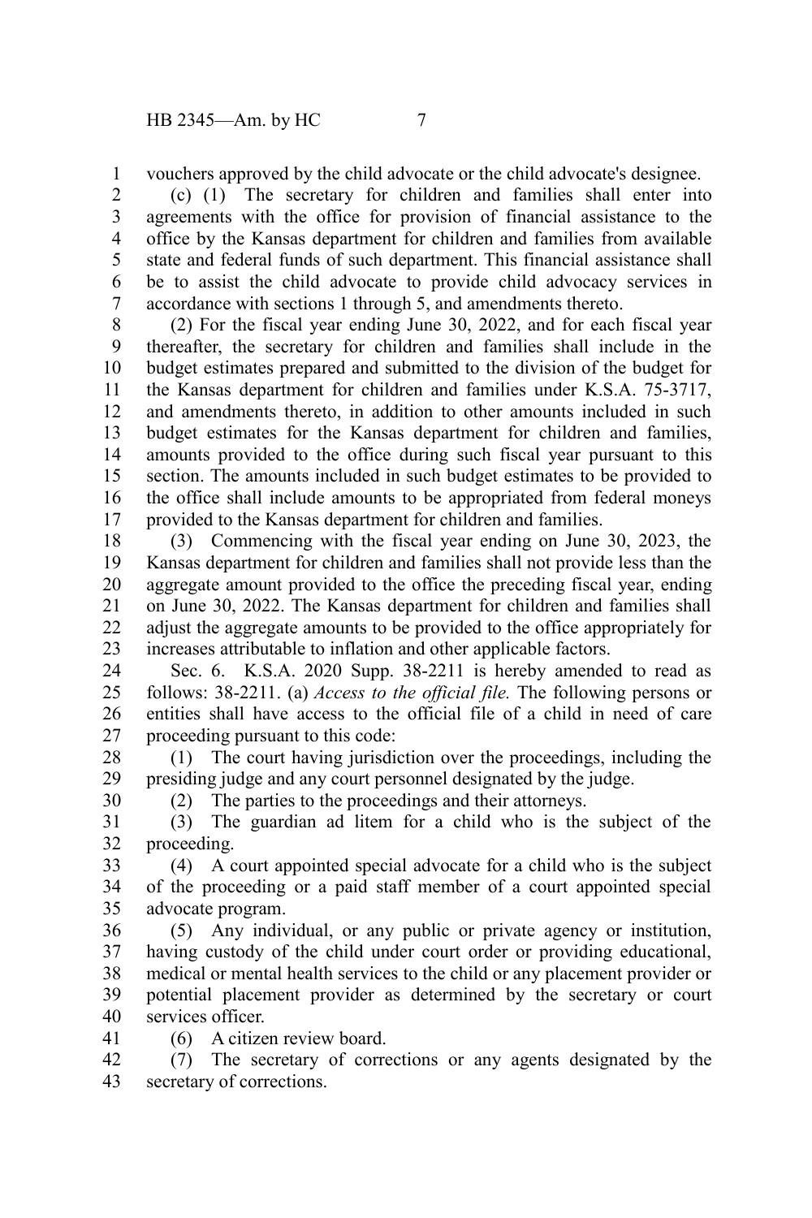vouchers approved by the child advocate or the child advocate's designee.

(c) (1) The secretary for children and families shall enter into agreements with the office for provision of financial assistance to the office by the Kansas department for children and families from available state and federal funds of such department. This financial assistance shall be to assist the child advocate to provide child advocacy services in accordance with sections 1 through 5, and amendments thereto.

(2) For the fiscal year ending June 30, 2022, and for each fiscal year thereafter, the secretary for children and families shall include in the budget estimates prepared and submitted to the division of the budget for the Kansas department for children and families under K.S.A. 75-3717, and amendments thereto, in addition to other amounts included in such budget estimates for the Kansas department for children and families, amounts provided to the office during such fiscal year pursuant to this section. The amounts included in such budget estimates to be provided to the office shall include amounts to be appropriated from federal moneys provided to the Kansas department for children and families.

(3) Commencing with the fiscal year ending on June 30, 2023, the Kansas department for children and families shall not provide less than the aggregate amount provided to the office the preceding fiscal year, ending on June 30, 2022. The Kansas department for children and families shall adjust the aggregate amounts to be provided to the office appropriately for increases attributable to inflation and other applicable factors.

Sec. 6. K.S.A. 2020 Supp. 38-2211 is hereby amended to read as follows: 38-2211. (a) *Access to the official file.* The following persons or entities shall have access to the official file of a child in need of care proceeding pursuant to this code:

(1) The court having jurisdiction over the proceedings, including the presiding judge and any court personnel designated by the judge.

(2) The parties to the proceedings and their attorneys.

(3) The guardian ad litem for a child who is the subject of the proceeding.

(4) A court appointed special advocate for a child who is the subject of the proceeding or a paid staff member of a court appointed special advocate program.

(5) Any individual, or any public or private agency or institution, having custody of the child under court order or providing educational, medical or mental health services to the child or any placement provider or potential placement provider as determined by the secretary or court services officer.

(6) A citizen review board.

(7) The secretary of corrections or any agents designated by the secretary of corrections.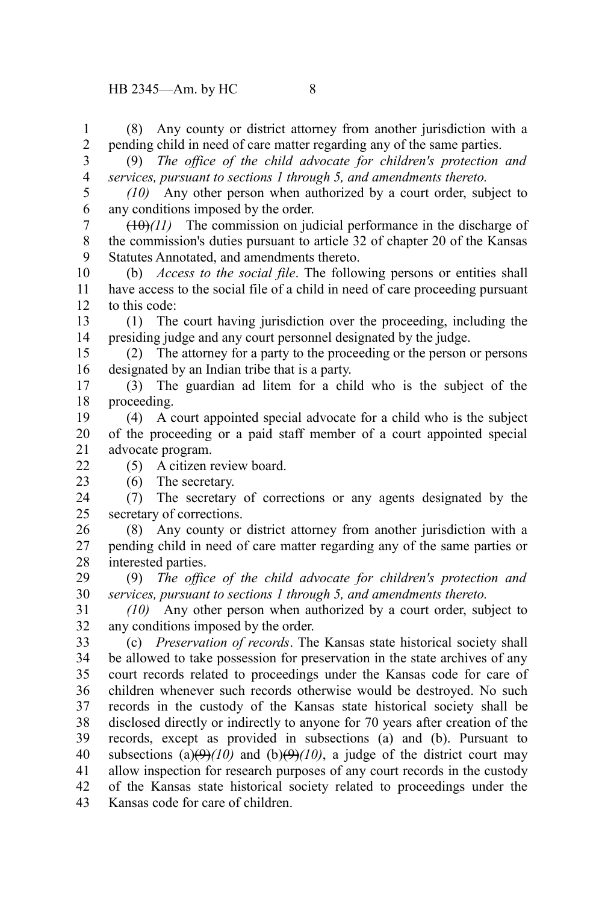(8) Any county or district attorney from another jurisdiction with a pending child in need of care matter regarding any of the same parties.

(9) *The office of the child advocate for children's protection and services, pursuant to sections 1 through 5, and amendments thereto.*

*(10)* Any other person when authorized by a court order, subject to any conditions imposed by the order.

~~(10)~~*(11)* The commission on judicial performance in the discharge of the commission's duties pursuant to article 32 of chapter 20 of the Kansas Statutes Annotated, and amendments thereto.

(b) *Access to the social file*. The following persons or entities shall have access to the social file of a child in need of care proceeding pursuant to this code:

(1) The court having jurisdiction over the proceeding, including the presiding judge and any court personnel designated by the judge.

(2) The attorney for a party to the proceeding or the person or persons designated by an Indian tribe that is a party.

(3) The guardian ad litem for a child who is the subject of the proceeding.

(4) A court appointed special advocate for a child who is the subject of the proceeding or a paid staff member of a court appointed special advocate program.

(5) A citizen review board.

(6) The secretary.

(7) The secretary of corrections or any agents designated by the secretary of corrections.

(8) Any county or district attorney from another jurisdiction with a pending child in need of care matter regarding any of the same parties or interested parties.

(9) *The office of the child advocate for children's protection and services, pursuant to sections 1 through 5, and amendments thereto.*

*(10)* Any other person when authorized by a court order, subject to any conditions imposed by the order.

(c) *Preservation of records*. The Kansas state historical society shall be allowed to take possession for preservation in the state archives of any court records related to proceedings under the Kansas code for care of children whenever such records otherwise would be destroyed. No such records in the custody of the Kansas state historical society shall be disclosed directly or indirectly to anyone for 70 years after creation of the records, except as provided in subsections (a) and (b). Pursuant to subsections (a)~~(9)~~*(10)* and (b)~~(9)~~*(10)*, a judge of the district court may allow inspection for research purposes of any court records in the custody of the Kansas state historical society related to proceedings under the Kansas code for care of children.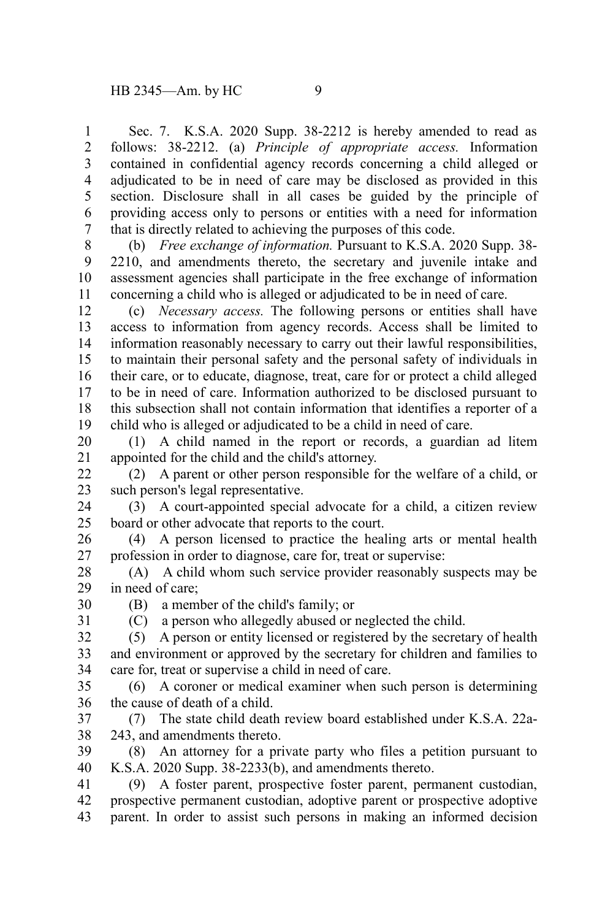Sec. 7. K.S.A. 2020 Supp. 38-2212 is hereby amended to read as follows: 38-2212. (a) *Principle of appropriate access.* Information contained in confidential agency records concerning a child alleged or adjudicated to be in need of care may be disclosed as provided in this section. Disclosure shall in all cases be guided by the principle of providing access only to persons or entities with a need for information that is directly related to achieving the purposes of this code.

(b) *Free exchange of information.* Pursuant to K.S.A. 2020 Supp. 38-2210, and amendments thereto, the secretary and juvenile intake and assessment agencies shall participate in the free exchange of information concerning a child who is alleged or adjudicated to be in need of care.

(c) *Necessary access.* The following persons or entities shall have access to information from agency records. Access shall be limited to information reasonably necessary to carry out their lawful responsibilities, to maintain their personal safety and the personal safety of individuals in their care, or to educate, diagnose, treat, care for or protect a child alleged to be in need of care. Information authorized to be disclosed pursuant to this subsection shall not contain information that identifies a reporter of a child who is alleged or adjudicated to be a child in need of care.

(1) A child named in the report or records, a guardian ad litem appointed for the child and the child's attorney.

(2) A parent or other person responsible for the welfare of a child, or such person's legal representative.

(3) A court-appointed special advocate for a child, a citizen review board or other advocate that reports to the court.

(4) A person licensed to practice the healing arts or mental health profession in order to diagnose, care for, treat or supervise:

(A) A child whom such service provider reasonably suspects may be in need of care;

(B) a member of the child's family; or

(C) a person who allegedly abused or neglected the child.

(5) A person or entity licensed or registered by the secretary of health and environment or approved by the secretary for children and families to care for, treat or supervise a child in need of care.

(6) A coroner or medical examiner when such person is determining the cause of death of a child.

(7) The state child death review board established under K.S.A. 22a-243, and amendments thereto.

(8) An attorney for a private party who files a petition pursuant to K.S.A. 2020 Supp. 38-2233(b), and amendments thereto.

(9) A foster parent, prospective foster parent, permanent custodian, prospective permanent custodian, adoptive parent or prospective adoptive parent. In order to assist such persons in making an informed decision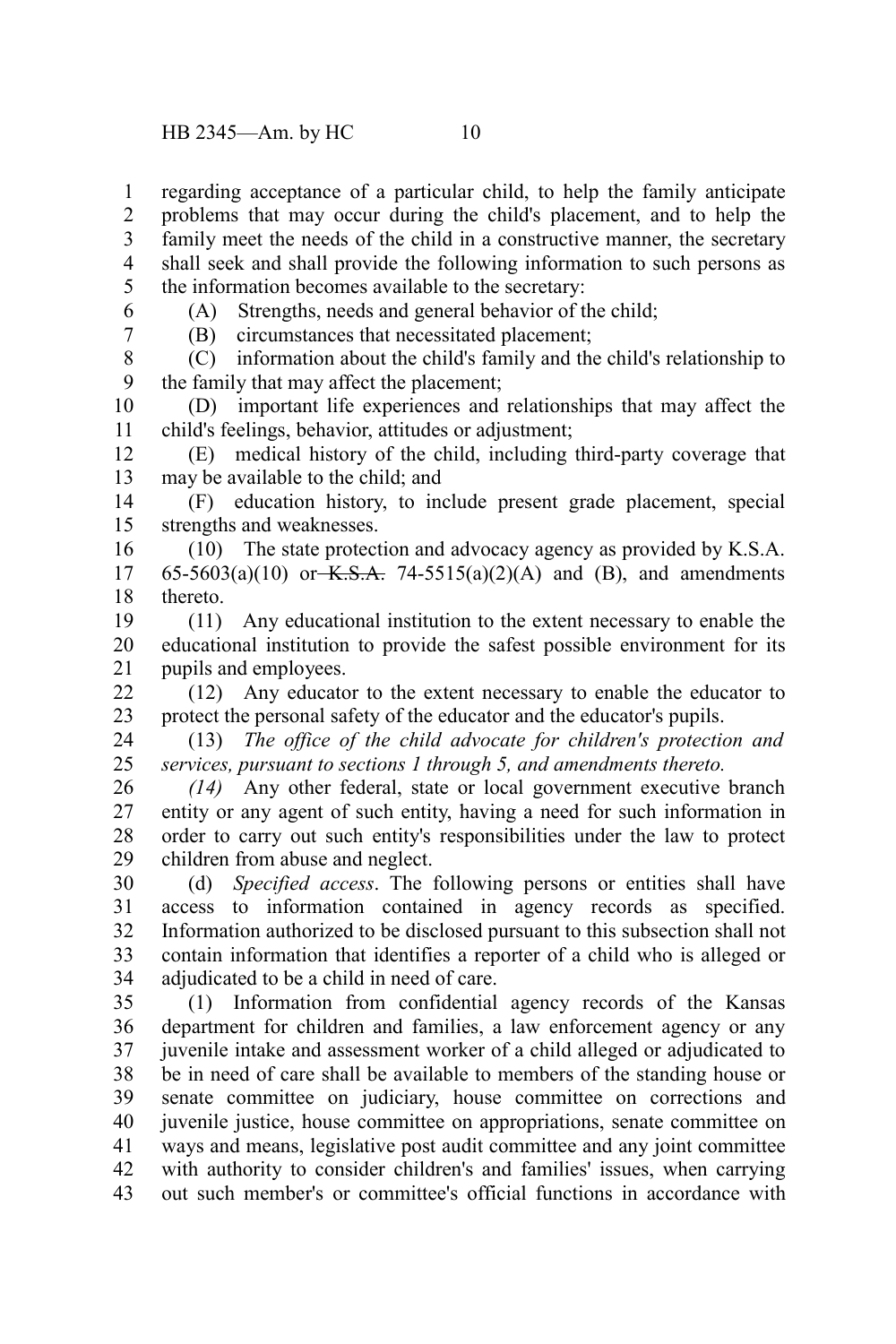regarding acceptance of a particular child, to help the family anticipate problems that may occur during the child's placement, and to help the family meet the needs of the child in a constructive manner, the secretary shall seek and shall provide the following information to such persons as the information becomes available to the secretary:

(A) Strengths, needs and general behavior of the child;

(B) circumstances that necessitated placement;

(C) information about the child's family and the child's relationship to the family that may affect the placement;

(D) important life experiences and relationships that may affect the child's feelings, behavior, attitudes or adjustment;

(E) medical history of the child, including third-party coverage that may be available to the child; and

(F) education history, to include present grade placement, special strengths and weaknesses.

(10) The state protection and advocacy agency as provided by K.S.A. 65-5603(a)(10) or ~~K.S.A.~~ 74-5515(a)(2)(A) and (B), and amendments thereto.

(11) Any educational institution to the extent necessary to enable the educational institution to provide the safest possible environment for its pupils and employees.

(12) Any educator to the extent necessary to enable the educator to protect the personal safety of the educator and the educator's pupils.

(13) *The office of the child advocate for children's protection and services, pursuant to sections 1 through 5, and amendments thereto.*

*(14)* Any other federal, state or local government executive branch entity or any agent of such entity, having a need for such information in order to carry out such entity's responsibilities under the law to protect children from abuse and neglect.

(d) *Specified access*. The following persons or entities shall have access to information contained in agency records as specified. Information authorized to be disclosed pursuant to this subsection shall not contain information that identifies a reporter of a child who is alleged or adjudicated to be a child in need of care.

(1) Information from confidential agency records of the Kansas department for children and families, a law enforcement agency or any juvenile intake and assessment worker of a child alleged or adjudicated to be in need of care shall be available to members of the standing house or senate committee on judiciary, house committee on corrections and juvenile justice, house committee on appropriations, senate committee on ways and means, legislative post audit committee and any joint committee with authority to consider children's and families' issues, when carrying out such member's or committee's official functions in accordance with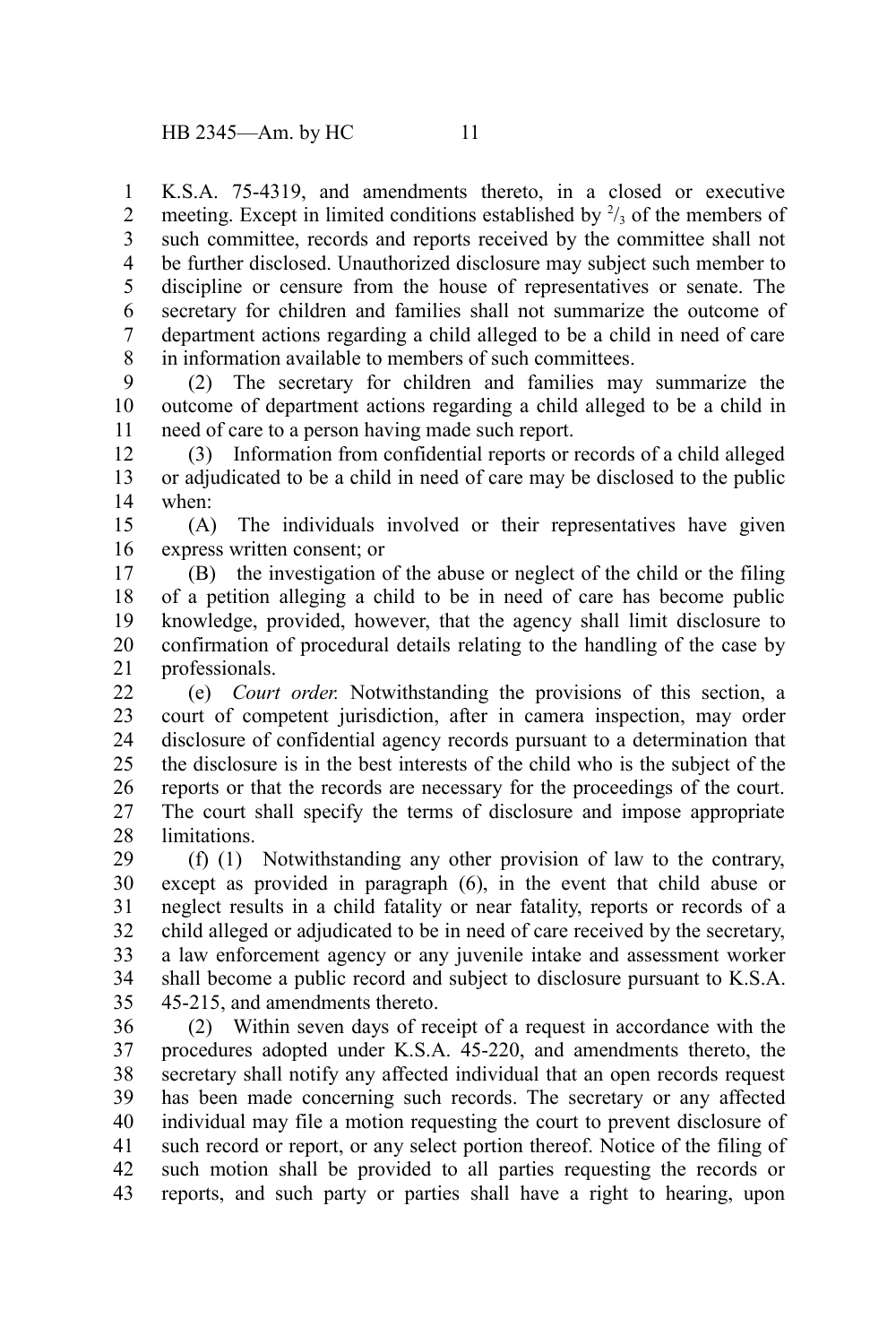K.S.A. 75-4319, and amendments thereto, in a closed or executive meeting. Except in limited conditions established by $^2/_3$ of the members of such committee, records and reports received by the committee shall not be further disclosed. Unauthorized disclosure may subject such member to discipline or censure from the house of representatives or senate. The secretary for children and families shall not summarize the outcome of department actions regarding a child alleged to be a child in need of care in information available to members of such committees.

(2) The secretary for children and families may summarize the outcome of department actions regarding a child alleged to be a child in need of care to a person having made such report.

(3) Information from confidential reports or records of a child alleged or adjudicated to be a child in need of care may be disclosed to the public when:

(A) The individuals involved or their representatives have given express written consent; or

(B) the investigation of the abuse or neglect of the child or the filing of a petition alleging a child to be in need of care has become public knowledge, provided, however, that the agency shall limit disclosure to confirmation of procedural details relating to the handling of the case by professionals.

(e) *Court order.* Notwithstanding the provisions of this section, a court of competent jurisdiction, after in camera inspection, may order disclosure of confidential agency records pursuant to a determination that the disclosure is in the best interests of the child who is the subject of the reports or that the records are necessary for the proceedings of the court. The court shall specify the terms of disclosure and impose appropriate limitations.

(f) (1) Notwithstanding any other provision of law to the contrary, except as provided in paragraph (6), in the event that child abuse or neglect results in a child fatality or near fatality, reports or records of a child alleged or adjudicated to be in need of care received by the secretary, a law enforcement agency or any juvenile intake and assessment worker shall become a public record and subject to disclosure pursuant to K.S.A. 45-215, and amendments thereto.

(2) Within seven days of receipt of a request in accordance with the procedures adopted under K.S.A. 45-220, and amendments thereto, the secretary shall notify any affected individual that an open records request has been made concerning such records. The secretary or any affected individual may file a motion requesting the court to prevent disclosure of such record or report, or any select portion thereof. Notice of the filing of such motion shall be provided to all parties requesting the records or reports, and such party or parties shall have a right to hearing, upon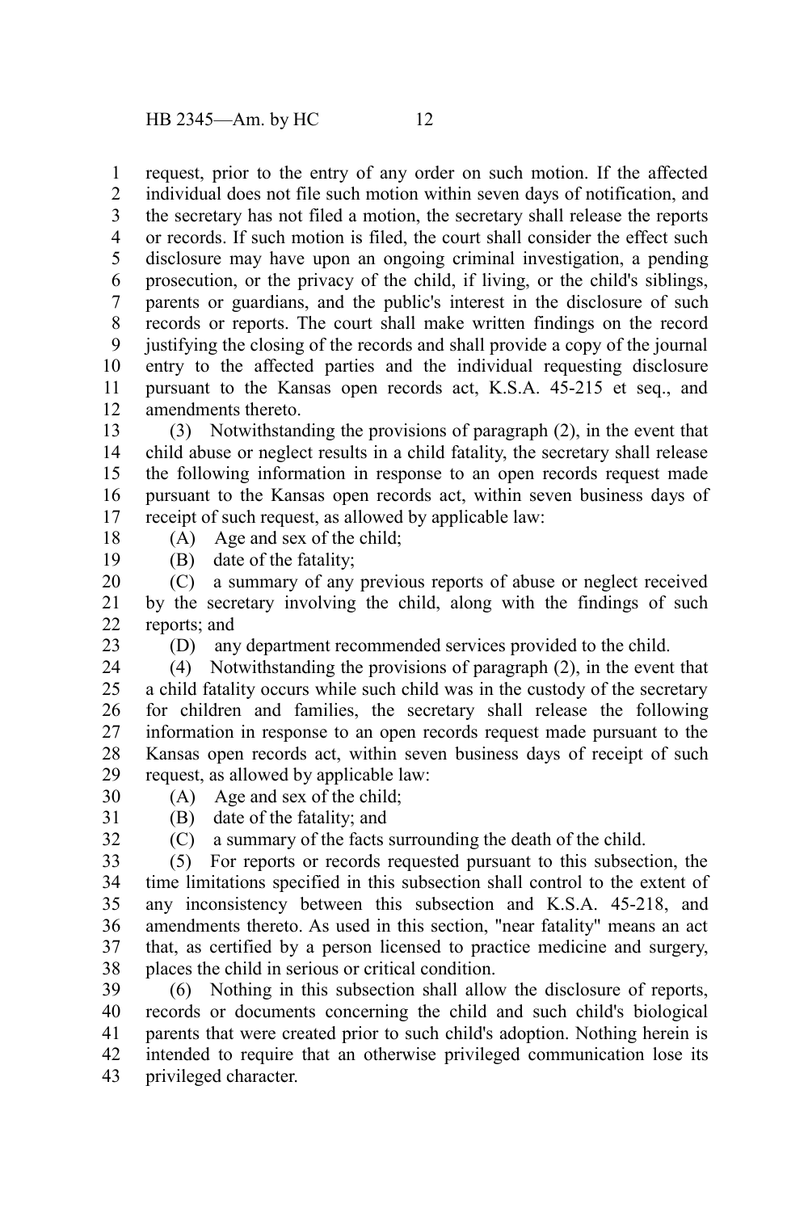request, prior to the entry of any order on such motion. If the affected individual does not file such motion within seven days of notification, and the secretary has not filed a motion, the secretary shall release the reports or records. If such motion is filed, the court shall consider the effect such disclosure may have upon an ongoing criminal investigation, a pending prosecution, or the privacy of the child, if living, or the child's siblings, parents or guardians, and the public's interest in the disclosure of such records or reports. The court shall make written findings on the record justifying the closing of the records and shall provide a copy of the journal entry to the affected parties and the individual requesting disclosure pursuant to the Kansas open records act, K.S.A. 45-215 et seq., and amendments thereto.

(3) Notwithstanding the provisions of paragraph (2), in the event that child abuse or neglect results in a child fatality, the secretary shall release the following information in response to an open records request made pursuant to the Kansas open records act, within seven business days of receipt of such request, as allowed by applicable law:

(A) Age and sex of the child;

(B) date of the fatality;

(C) a summary of any previous reports of abuse or neglect received by the secretary involving the child, along with the findings of such reports; and

(D) any department recommended services provided to the child.

(4) Notwithstanding the provisions of paragraph (2), in the event that a child fatality occurs while such child was in the custody of the secretary for children and families, the secretary shall release the following information in response to an open records request made pursuant to the Kansas open records act, within seven business days of receipt of such request, as allowed by applicable law:

(A) Age and sex of the child;

(B) date of the fatality; and

(C) a summary of the facts surrounding the death of the child.

(5) For reports or records requested pursuant to this subsection, the time limitations specified in this subsection shall control to the extent of any inconsistency between this subsection and K.S.A. 45-218, and amendments thereto. As used in this section, "near fatality" means an act that, as certified by a person licensed to practice medicine and surgery, places the child in serious or critical condition.

(6) Nothing in this subsection shall allow the disclosure of reports, records or documents concerning the child and such child's biological parents that were created prior to such child's adoption. Nothing herein is intended to require that an otherwise privileged communication lose its privileged character.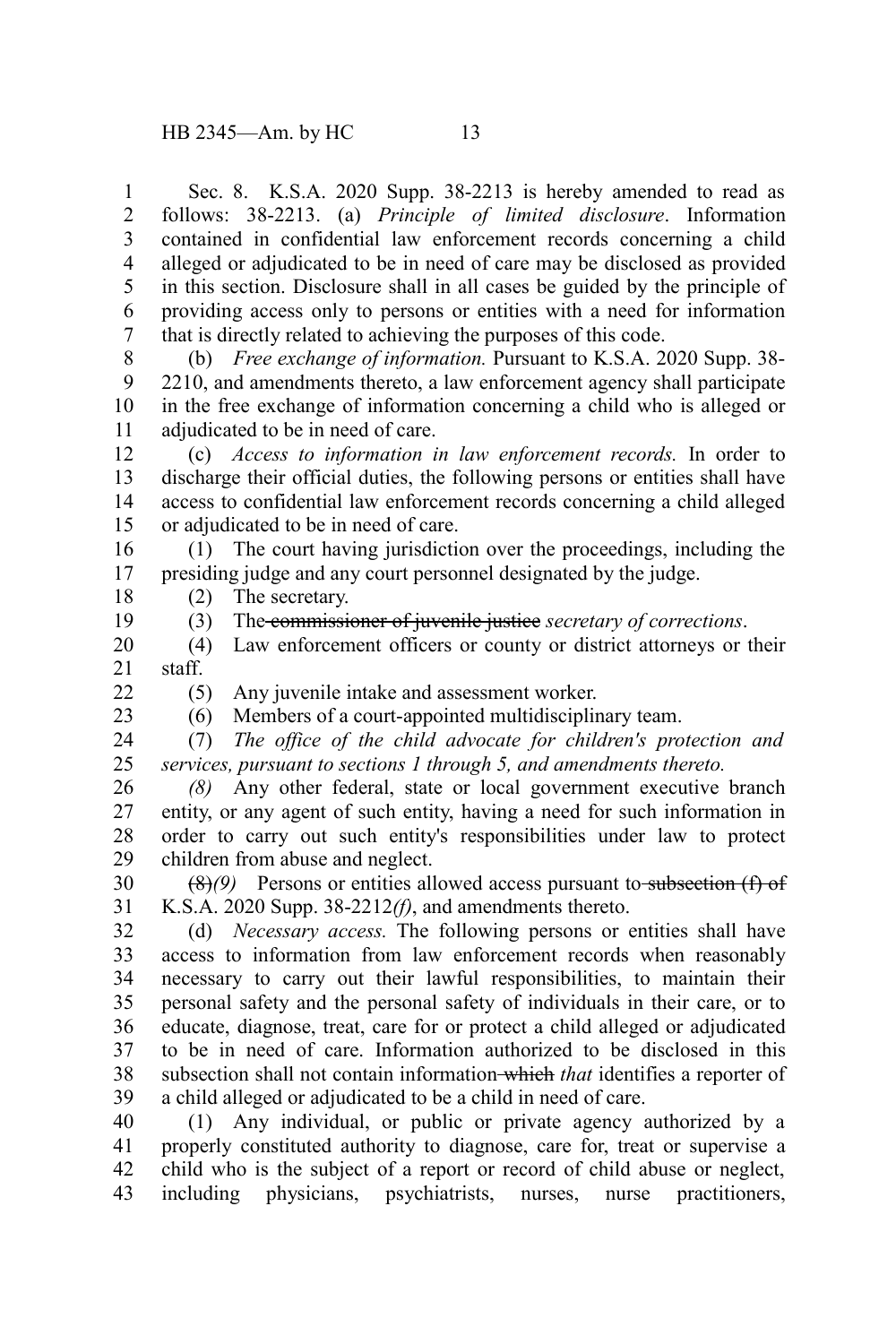Sec. 8. K.S.A. 2020 Supp. 38-2213 is hereby amended to read as follows: 38-2213. (a) *Principle of limited disclosure*. Information contained in confidential law enforcement records concerning a child alleged or adjudicated to be in need of care may be disclosed as provided in this section. Disclosure shall in all cases be guided by the principle of providing access only to persons or entities with a need for information that is directly related to achieving the purposes of this code.

(b) *Free exchange of information.* Pursuant to K.S.A. 2020 Supp. 38-2210, and amendments thereto, a law enforcement agency shall participate in the free exchange of information concerning a child who is alleged or adjudicated to be in need of care.

(c) *Access to information in law enforcement records.* In order to discharge their official duties, the following persons or entities shall have access to confidential law enforcement records concerning a child alleged or adjudicated to be in need of care.

(1) The court having jurisdiction over the proceedings, including the presiding judge and any court personnel designated by the judge.

(2) The secretary.

(3) The ~~commissioner of juvenile justice~~ *secretary of corrections*.

(4) Law enforcement officers or county or district attorneys or their staff.

(5) Any juvenile intake and assessment worker.

(6) Members of a court-appointed multidisciplinary team.

(7) *The office of the child advocate for children's protection and services, pursuant to sections 1 through 5, and amendments thereto.*

*(8)* Any other federal, state or local government executive branch entity, or any agent of such entity, having a need for such information in order to carry out such entity's responsibilities under law to protect children from abuse and neglect.

~~(8)~~*(9)* Persons or entities allowed access pursuant to ~~subsection (f) of~~ K.S.A. 2020 Supp. 38-2212*(f)*, and amendments thereto.

(d) *Necessary access.* The following persons or entities shall have access to information from law enforcement records when reasonably necessary to carry out their lawful responsibilities, to maintain their personal safety and the personal safety of individuals in their care, or to educate, diagnose, treat, care for or protect a child alleged or adjudicated to be in need of care. Information authorized to be disclosed in this subsection shall not contain information ~~which~~ *that* identifies a reporter of a child alleged or adjudicated to be a child in need of care.

(1) Any individual, or public or private agency authorized by a properly constituted authority to diagnose, care for, treat or supervise a child who is the subject of a report or record of child abuse or neglect, including physicians, psychiatrists, nurses, nurse practitioners,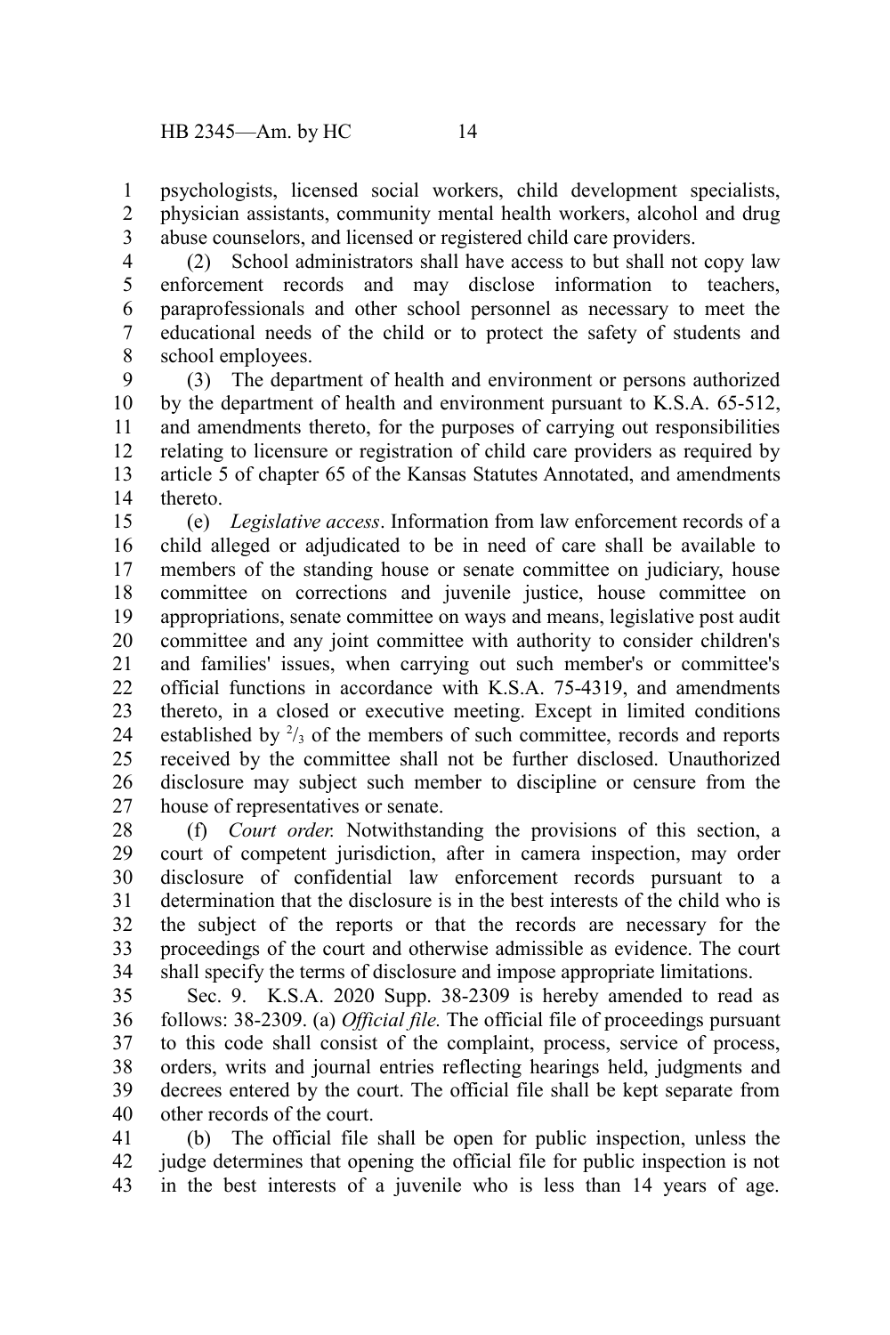psychologists, licensed social workers, child development specialists, physician assistants, community mental health workers, alcohol and drug abuse counselors, and licensed or registered child care providers.

(2) School administrators shall have access to but shall not copy law enforcement records and may disclose information to teachers, paraprofessionals and other school personnel as necessary to meet the educational needs of the child or to protect the safety of students and school employees.

(3) The department of health and environment or persons authorized by the department of health and environment pursuant to K.S.A. 65-512, and amendments thereto, for the purposes of carrying out responsibilities relating to licensure or registration of child care providers as required by article 5 of chapter 65 of the Kansas Statutes Annotated, and amendments thereto.

(e) *Legislative access*. Information from law enforcement records of a child alleged or adjudicated to be in need of care shall be available to members of the standing house or senate committee on judiciary, house committee on corrections and juvenile justice, house committee on appropriations, senate committee on ways and means, legislative post audit committee and any joint committee with authority to consider children's and families' issues, when carrying out such member's or committee's official functions in accordance with K.S.A. 75-4319, and amendments thereto, in a closed or executive meeting. Except in limited conditions established by $^{2}/_{3}$ of the members of such committee, records and reports received by the committee shall not be further disclosed. Unauthorized disclosure may subject such member to discipline or censure from the house of representatives or senate.

(f) *Court order.* Notwithstanding the provisions of this section, a court of competent jurisdiction, after in camera inspection, may order disclosure of confidential law enforcement records pursuant to a determination that the disclosure is in the best interests of the child who is the subject of the reports or that the records are necessary for the proceedings of the court and otherwise admissible as evidence. The court shall specify the terms of disclosure and impose appropriate limitations.

Sec. 9. K.S.A. 2020 Supp. 38-2309 is hereby amended to read as follows: 38-2309. (a) *Official file.* The official file of proceedings pursuant to this code shall consist of the complaint, process, service of process, orders, writs and journal entries reflecting hearings held, judgments and decrees entered by the court. The official file shall be kept separate from other records of the court.

(b) The official file shall be open for public inspection, unless the judge determines that opening the official file for public inspection is not in the best interests of a juvenile who is less than 14 years of age.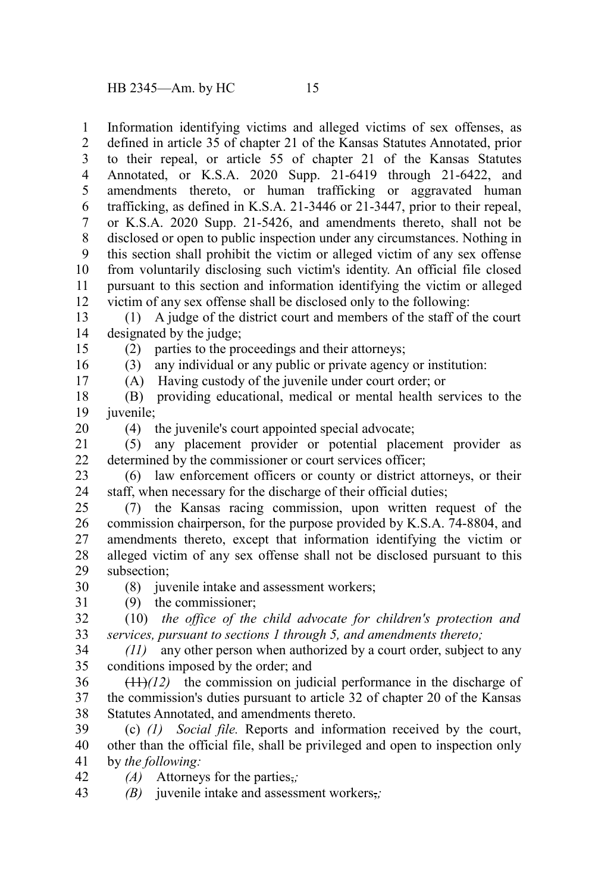Information identifying victims and alleged victims of sex offenses, as defined in article 35 of chapter 21 of the Kansas Statutes Annotated, prior to their repeal, or article 55 of chapter 21 of the Kansas Statutes Annotated, or K.S.A. 2020 Supp. 21-6419 through 21-6422, and amendments thereto, or human trafficking or aggravated human trafficking, as defined in K.S.A. 21-3446 or 21-3447, prior to their repeal, or K.S.A. 2020 Supp. 21-5426, and amendments thereto, shall not be disclosed or open to public inspection under any circumstances. Nothing in this section shall prohibit the victim or alleged victim of any sex offense from voluntarily disclosing such victim's identity. An official file closed pursuant to this section and information identifying the victim or alleged victim of any sex offense shall be disclosed only to the following:

(1) A judge of the district court and members of the staff of the court designated by the judge;

(2) parties to the proceedings and their attorneys;

(3) any individual or any public or private agency or institution:

(A) Having custody of the juvenile under court order; or

(B) providing educational, medical or mental health services to the juvenile;

(4) the juvenile's court appointed special advocate;

(5) any placement provider or potential placement provider as determined by the commissioner or court services officer;

(6) law enforcement officers or county or district attorneys, or their staff, when necessary for the discharge of their official duties;

(7) the Kansas racing commission, upon written request of the commission chairperson, for the purpose provided by K.S.A. 74-8804, and amendments thereto, except that information identifying the victim or alleged victim of any sex offense shall not be disclosed pursuant to this subsection;

(8) juvenile intake and assessment workers;

(9) the commissioner;

(10) *the office of the child advocate for children's protection and services, pursuant to sections 1 through 5, and amendments thereto;*

*(11)* any other person when authorized by a court order, subject to any conditions imposed by the order; and

~~(11)~~*(12)* the commission on judicial performance in the discharge of the commission's duties pursuant to article 32 of chapter 20 of the Kansas Statutes Annotated, and amendments thereto.

(c) *(1)* *Social file.* Reports and information received by the court, other than the official file, shall be privileged and open to inspection only by *the following:*

*(A)* Attorneys for the parties~~,~~*;*

*(B)* juvenile intake and assessment workers~~,~~*;*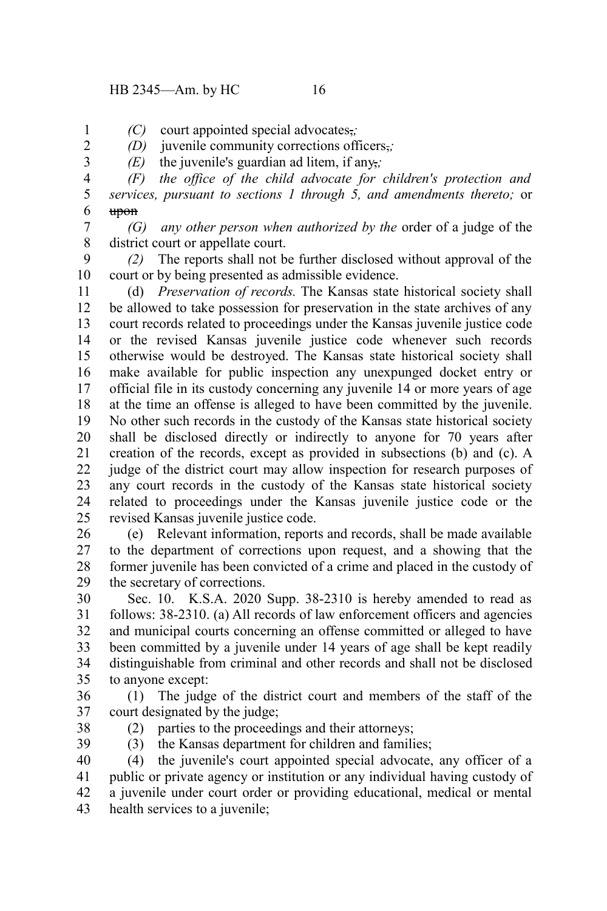*(C)* court appointed special advocates~~,~~*;*

*(D)* juvenile community corrections officers~~,~~*;*

*(E)* the juvenile's guardian ad litem, if any~~,~~*;*

*(F) the office of the child advocate for children's protection and services, pursuant to sections 1 through 5, and amendments thereto;* or ~~upon~~

*(G) any other person when authorized by the* order of a judge of the district court or appellate court.

*(2)* The reports shall not be further disclosed without approval of the court or by being presented as admissible evidence.

(d) *Preservation of records.* The Kansas state historical society shall be allowed to take possession for preservation in the state archives of any court records related to proceedings under the Kansas juvenile justice code or the revised Kansas juvenile justice code whenever such records otherwise would be destroyed. The Kansas state historical society shall make available for public inspection any unexpunged docket entry or official file in its custody concerning any juvenile 14 or more years of age at the time an offense is alleged to have been committed by the juvenile. No other such records in the custody of the Kansas state historical society shall be disclosed directly or indirectly to anyone for 70 years after creation of the records, except as provided in subsections (b) and (c). A judge of the district court may allow inspection for research purposes of any court records in the custody of the Kansas state historical society related to proceedings under the Kansas juvenile justice code or the revised Kansas juvenile justice code.

(e) Relevant information, reports and records, shall be made available to the department of corrections upon request, and a showing that the former juvenile has been convicted of a crime and placed in the custody of the secretary of corrections.

Sec. 10. K.S.A. 2020 Supp. 38-2310 is hereby amended to read as follows: 38-2310. (a) All records of law enforcement officers and agencies and municipal courts concerning an offense committed or alleged to have been committed by a juvenile under 14 years of age shall be kept readily distinguishable from criminal and other records and shall not be disclosed to anyone except:

(1) The judge of the district court and members of the staff of the court designated by the judge;

(2) parties to the proceedings and their attorneys;

(3) the Kansas department for children and families;

(4) the juvenile's court appointed special advocate, any officer of a public or private agency or institution or any individual having custody of a juvenile under court order or providing educational, medical or mental health services to a juvenile;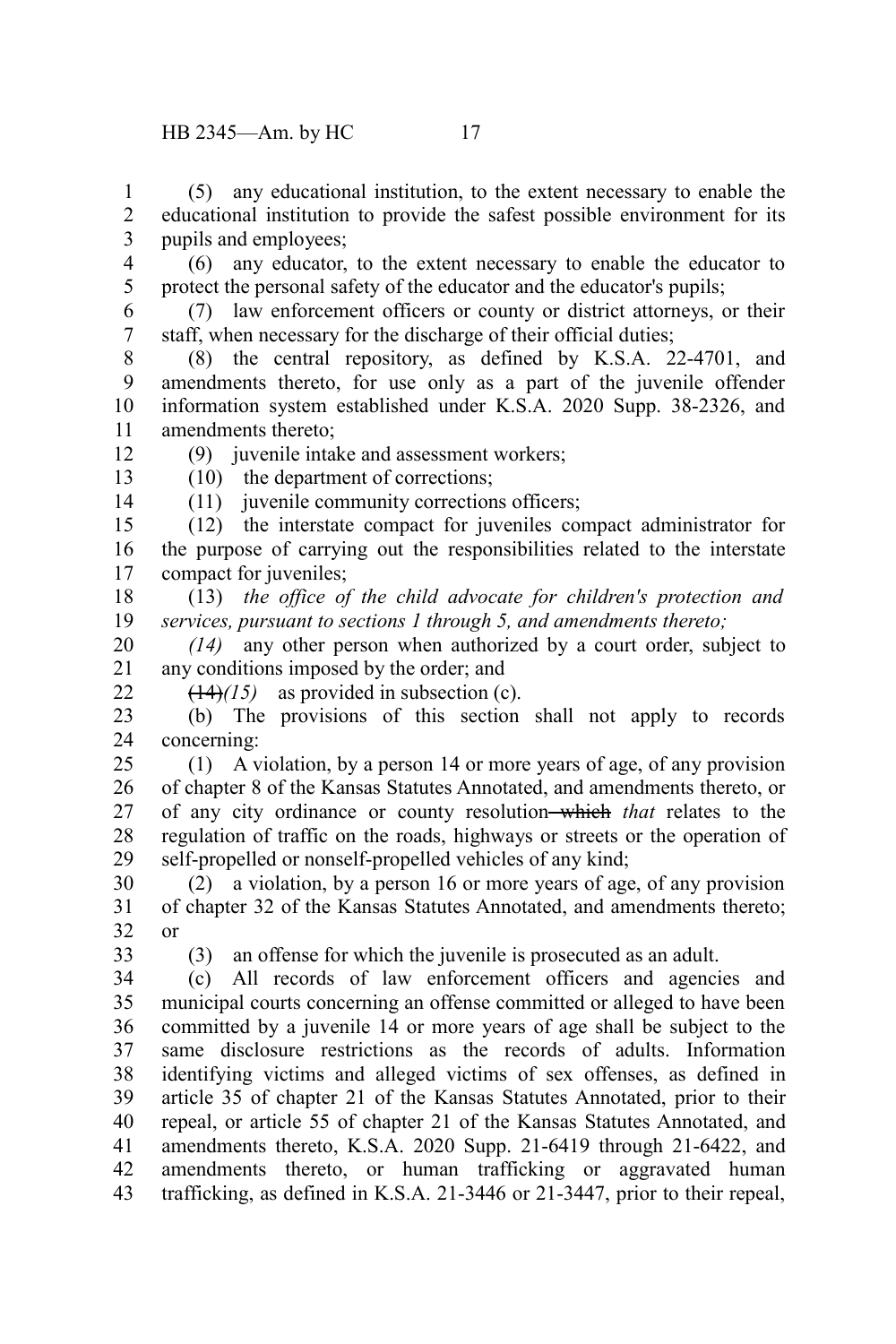(5) any educational institution, to the extent necessary to enable the educational institution to provide the safest possible environment for its pupils and employees;

(6) any educator, to the extent necessary to enable the educator to protect the personal safety of the educator and the educator's pupils;

(7) law enforcement officers or county or district attorneys, or their staff, when necessary for the discharge of their official duties;

(8) the central repository, as defined by K.S.A. 22-4701, and amendments thereto, for use only as a part of the juvenile offender information system established under K.S.A. 2020 Supp. 38-2326, and amendments thereto;

(9) juvenile intake and assessment workers;

(10) the department of corrections;

(11) juvenile community corrections officers;

(12) the interstate compact for juveniles compact administrator for the purpose of carrying out the responsibilities related to the interstate compact for juveniles;

(13) *the office of the child advocate for children's protection and services, pursuant to sections 1 through 5, and amendments thereto;*

*(14)* any other person when authorized by a court order, subject to any conditions imposed by the order; and

~~(14)~~*(15)* as provided in subsection (c).

(b) The provisions of this section shall not apply to records concerning:

(1) A violation, by a person 14 or more years of age, of any provision of chapter 8 of the Kansas Statutes Annotated, and amendments thereto, or of any city ordinance or county resolution ~~which~~ *that* relates to the regulation of traffic on the roads, highways or streets or the operation of self-propelled or nonself-propelled vehicles of any kind;

(2) a violation, by a person 16 or more years of age, of any provision of chapter 32 of the Kansas Statutes Annotated, and amendments thereto; or

(3) an offense for which the juvenile is prosecuted as an adult.

(c) All records of law enforcement officers and agencies and municipal courts concerning an offense committed or alleged to have been committed by a juvenile 14 or more years of age shall be subject to the same disclosure restrictions as the records of adults. Information identifying victims and alleged victims of sex offenses, as defined in article 35 of chapter 21 of the Kansas Statutes Annotated, prior to their repeal, or article 55 of chapter 21 of the Kansas Statutes Annotated, and amendments thereto, K.S.A. 2020 Supp. 21-6419 through 21-6422, and amendments thereto, or human trafficking or aggravated human trafficking, as defined in K.S.A. 21-3446 or 21-3447, prior to their repeal,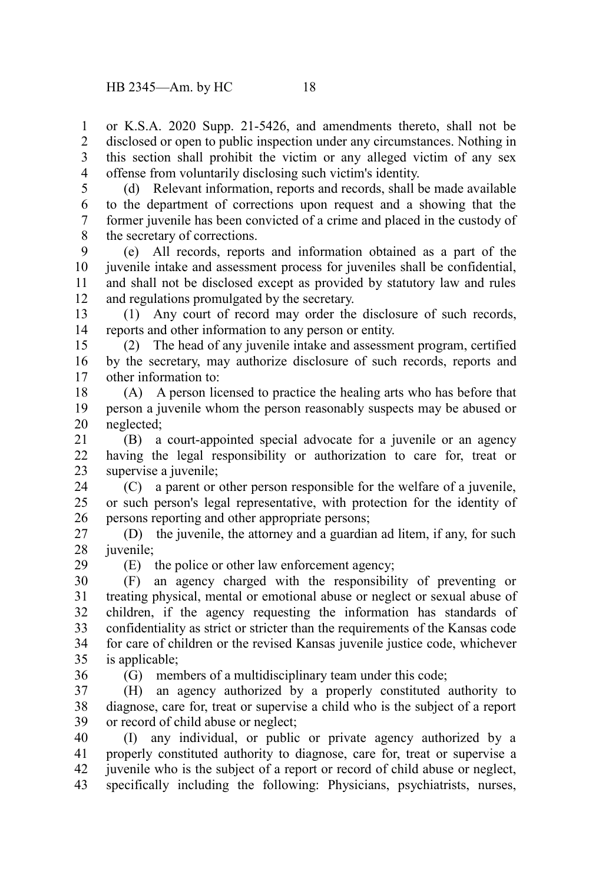or K.S.A. 2020 Supp. 21-5426, and amendments thereto, shall not be disclosed or open to public inspection under any circumstances. Nothing in this section shall prohibit the victim or any alleged victim of any sex offense from voluntarily disclosing such victim's identity.

(d) Relevant information, reports and records, shall be made available to the department of corrections upon request and a showing that the former juvenile has been convicted of a crime and placed in the custody of the secretary of corrections.

(e) All records, reports and information obtained as a part of the juvenile intake and assessment process for juveniles shall be confidential, and shall not be disclosed except as provided by statutory law and rules and regulations promulgated by the secretary.

(1) Any court of record may order the disclosure of such records, reports and other information to any person or entity.

(2) The head of any juvenile intake and assessment program, certified by the secretary, may authorize disclosure of such records, reports and other information to:

(A) A person licensed to practice the healing arts who has before that person a juvenile whom the person reasonably suspects may be abused or neglected;

(B) a court-appointed special advocate for a juvenile or an agency having the legal responsibility or authorization to care for, treat or supervise a juvenile;

(C) a parent or other person responsible for the welfare of a juvenile, or such person's legal representative, with protection for the identity of persons reporting and other appropriate persons;

(D) the juvenile, the attorney and a guardian ad litem, if any, for such juvenile;

(E) the police or other law enforcement agency;

(F) an agency charged with the responsibility of preventing or treating physical, mental or emotional abuse or neglect or sexual abuse of children, if the agency requesting the information has standards of confidentiality as strict or stricter than the requirements of the Kansas code for care of children or the revised Kansas juvenile justice code, whichever is applicable;

(G) members of a multidisciplinary team under this code;

(H) an agency authorized by a properly constituted authority to diagnose, care for, treat or supervise a child who is the subject of a report or record of child abuse or neglect;

(I) any individual, or public or private agency authorized by a properly constituted authority to diagnose, care for, treat or supervise a juvenile who is the subject of a report or record of child abuse or neglect, specifically including the following: Physicians, psychiatrists, nurses,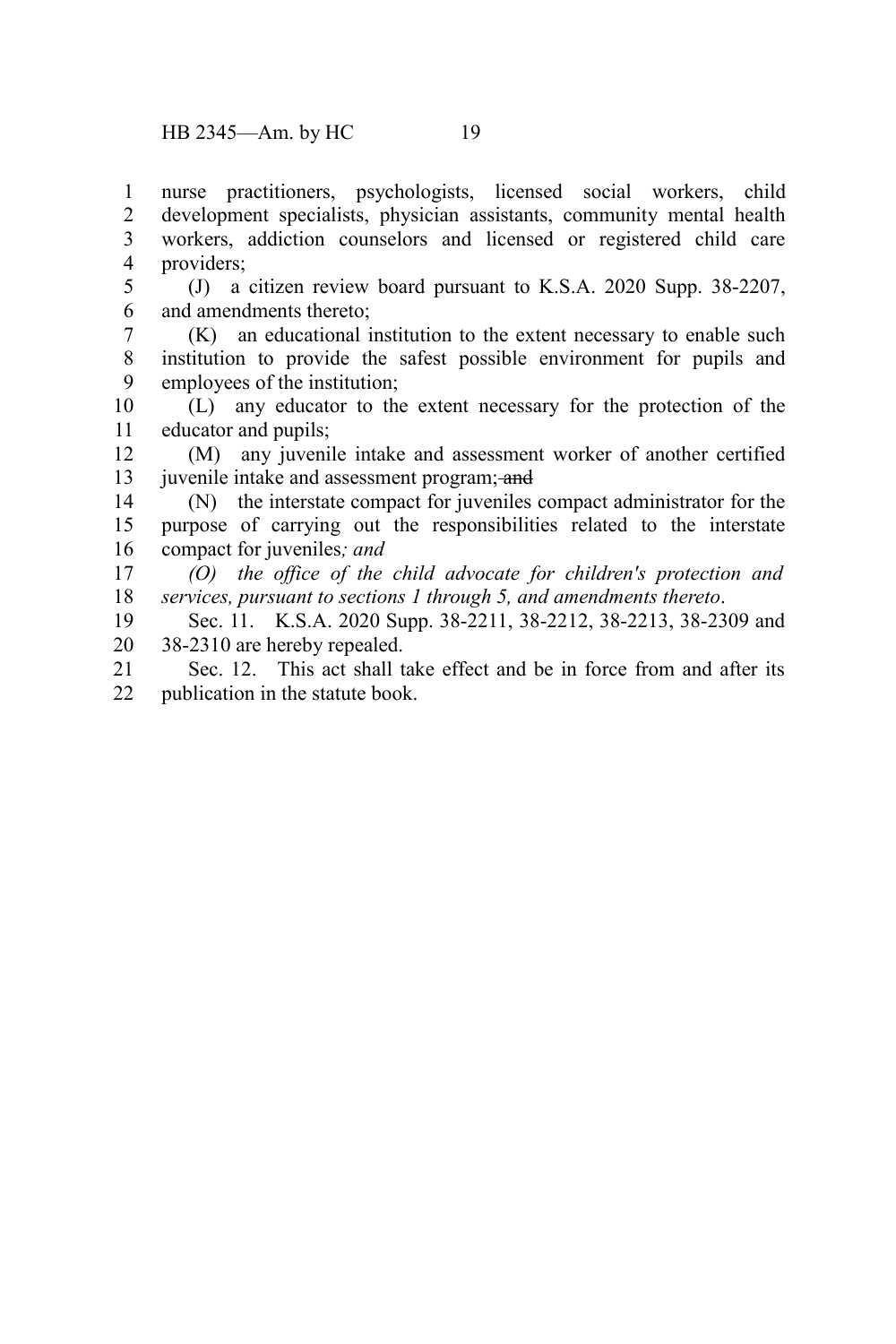nurse practitioners, psychologists, licensed social workers, child development specialists, physician assistants, community mental health workers, addiction counselors and licensed or registered child care providers;

(J) a citizen review board pursuant to K.S.A. 2020 Supp. 38-2207, and amendments thereto;

(K) an educational institution to the extent necessary to enable such institution to provide the safest possible environment for pupils and employees of the institution;

(L) any educator to the extent necessary for the protection of the educator and pupils;

(M) any juvenile intake and assessment worker of another certified juvenile intake and assessment program; ~~and~~

(N) the interstate compact for juveniles compact administrator for the purpose of carrying out the responsibilities related to the interstate compact for juveniles*; and*

*(O) the office of the child advocate for children's protection and services, pursuant to sections 1 through 5, and amendments thereto*.

Sec. 11. K.S.A. 2020 Supp. 38-2211, 38-2212, 38-2213, 38-2309 and 38-2310 are hereby repealed.

Sec. 12. This act shall take effect and be in force from and after its publication in the statute book.